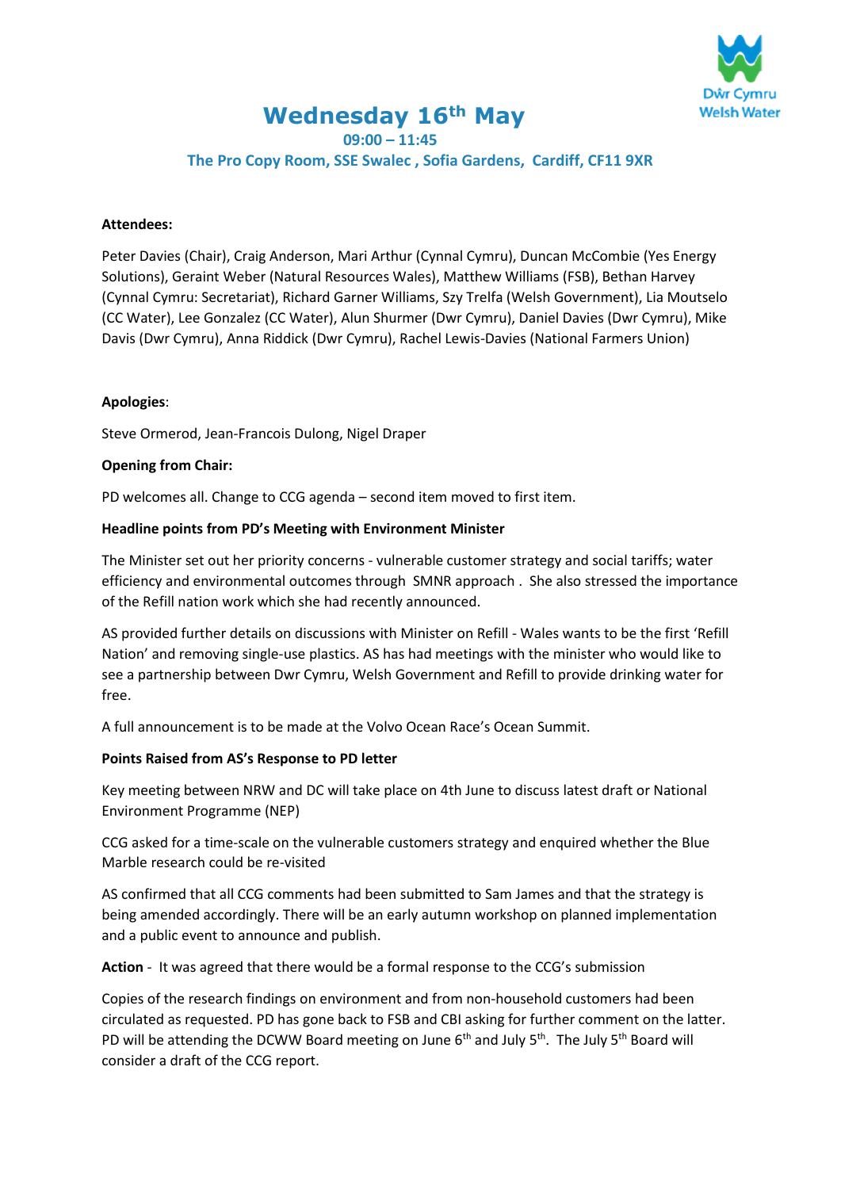# Wednesday 16th May

**09:00 – 11:45**

**The Pro Copy Room, SSE Swalec , Sofia Gardens, Cardiff, CF11 9XR**

**Attendees:**

Peter Davies (Chair), Craig Anderson, Mari Arthur (Cynnal Cymru), Duncan McCombie (Yes Energy Solutions), Geraint Weber (Natural Resources Wales), Matthew Williams (FSB), Bethan Harvey (Cynnal Cymru: Secretariat), Richard Garner Williams, Szy Trelfa (Welsh Government), Lia Moutselo (CC Water), Lee Gonzalez (CC Water), Alun Shurmer (Dwr Cymru), Daniel Davies (Dwr Cymru), Mike Davis (Dwr Cymru), Anna Riddick (Dwr Cymru), Rachel Lewis-Davies (National Farmers Union)

**Apologies**:

Steve Ormerod, Jean-Francois Dulong, Nigel Draper

**Opening from Chair:**

PD welcomes all. Change to CCG agenda – second item moved to first item.

**Headline points from PD's Meeting with Environment Minister**

The Minister set out her priority concerns - vulnerable customer strategy and social tariffs; water efficiency and environmental outcomes through SMNR approach . She also stressed the importance of the Refill nation work which she had recently announced.

AS provided further details on discussions with Minister on Refill - Wales wants to be the first 'Refill Nation' and removing single-use plastics. AS has had meetings with the minister who would like to see a partnership between Dwr Cymru, Welsh Government and Refill to provide drinking water for free.

A full announcement is to be made at the Volvo Ocean Race's Ocean Summit.

**Points Raised from AS's Response to PD letter**

Key meeting between NRW and DC will take place on 4th June to discuss latest draft or National Environment Programme (NEP)

CCG asked for a time-scale on the vulnerable customers strategy and enquired whether the Blue Marble research could be re-visited

AS confirmed that all CCG comments had been submitted to Sam James and that the strategy is being amended accordingly. There will be an early autumn workshop on planned implementation and a public event to announce and publish.

**Action** - It was agreed that there would be a formal response to the CCG's submission

Copies of the research findings on environment and from non-household customers had been circulated as requested. PD has gone back to FSB and CBI asking for further comment on the latter. PD will be attending the DCWW Board meeting on June 6th and July 5th. The July 5th Board will consider a draft of the CCG report.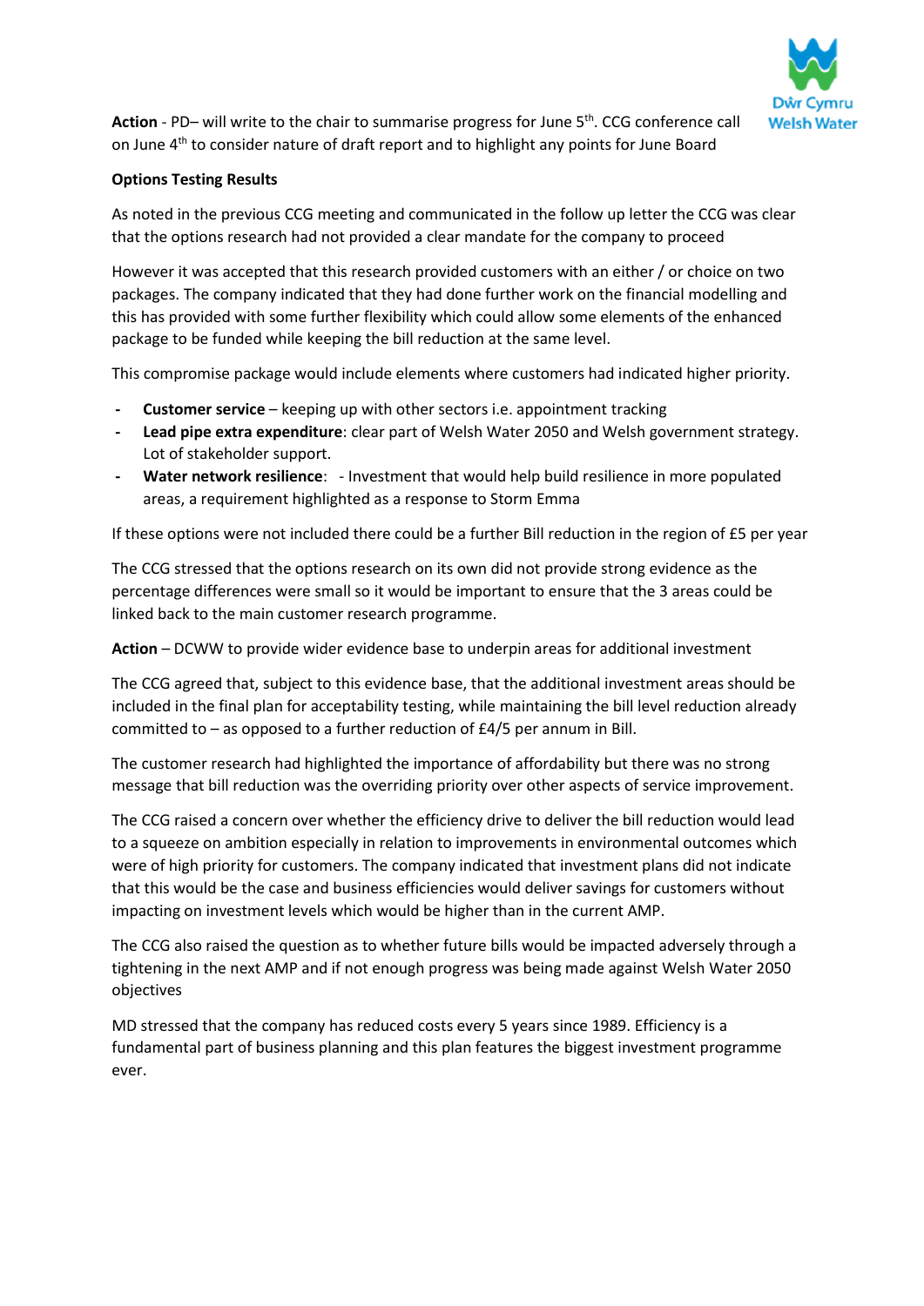**Action** - PD– will write to the chair to summarise progress for June 5th. CCG conference call on June 4th to consider nature of draft report and to highlight any points for June Board

**Options Testing Results**

As noted in the previous CCG meeting and communicated in the follow up letter the CCG was clear that the options research had not provided a clear mandate for the company to proceed

However it was accepted that this research provided customers with an either / or choice on two packages. The company indicated that they had done further work on the financial modelling and this has provided with some further flexibility which could allow some elements of the enhanced package to be funded while keeping the bill reduction at the same level.

This compromise package would include elements where customers had indicated higher priority.

- **Customer service** – keeping up with other sectors i.e. appointment tracking
- **Lead pipe extra expenditure**: clear part of Welsh Water 2050 and Welsh government strategy. Lot of stakeholder support.
- **Water network resilience**: - Investment that would help build resilience in more populated areas, a requirement highlighted as a response to Storm Emma

If these options were not included there could be a further Bill reduction in the region of £5 per year

The CCG stressed that the options research on its own did not provide strong evidence as the percentage differences were small so it would be important to ensure that the 3 areas could be linked back to the main customer research programme.

**Action** – DCWW to provide wider evidence base to underpin areas for additional investment

The CCG agreed that, subject to this evidence base, that the additional investment areas should be included in the final plan for acceptability testing, while maintaining the bill level reduction already committed to – as opposed to a further reduction of £4/5 per annum in Bill.

The customer research had highlighted the importance of affordability but there was no strong message that bill reduction was the overriding priority over other aspects of service improvement.

The CCG raised a concern over whether the efficiency drive to deliver the bill reduction would lead to a squeeze on ambition especially in relation to improvements in environmental outcomes which were of high priority for customers. The company indicated that investment plans did not indicate that this would be the case and business efficiencies would deliver savings for customers without impacting on investment levels which would be higher than in the current AMP.

The CCG also raised the question as to whether future bills would be impacted adversely through a tightening in the next AMP and if not enough progress was being made against Welsh Water 2050 objectives

MD stressed that the company has reduced costs every 5 years since 1989. Efficiency is a fundamental part of business planning and this plan features the biggest investment programme ever.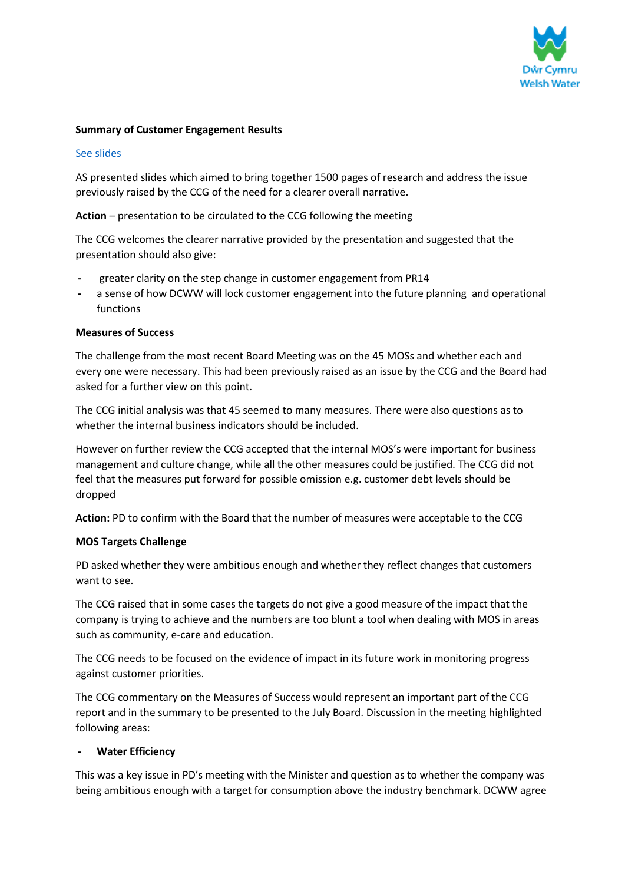**Summary of Customer Engagement Results**

See slides

AS presented slides which aimed to bring together 1500 pages of research and address the issue previously raised by the CCG of the need for a clearer overall narrative.

**Action** – presentation to be circulated to the CCG following the meeting

The CCG welcomes the clearer narrative provided by the presentation and suggested that the presentation should also give:

- greater clarity on the step change in customer engagement from PR14
- a sense of how DCWW will lock customer engagement into the future planning and operational functions

**Measures of Success**

The challenge from the most recent Board Meeting was on the 45 MOSs and whether each and every one were necessary. This had been previously raised as an issue by the CCG and the Board had asked for a further view on this point.

The CCG initial analysis was that 45 seemed to many measures. There were also questions as to whether the internal business indicators should be included.

However on further review the CCG accepted that the internal MOS's were important for business management and culture change, while all the other measures could be justified. The CCG did not feel that the measures put forward for possible omission e.g. customer debt levels should be dropped

**Action:** PD to confirm with the Board that the number of measures were acceptable to the CCG

**MOS Targets Challenge**

PD asked whether they were ambitious enough and whether they reflect changes that customers want to see.

The CCG raised that in some cases the targets do not give a good measure of the impact that the company is trying to achieve and the numbers are too blunt a tool when dealing with MOS in areas such as community, e-care and education.

The CCG needs to be focused on the evidence of impact in its future work in monitoring progress against customer priorities.

The CCG commentary on the Measures of Success would represent an important part of the CCG report and in the summary to be presented to the July Board. Discussion in the meeting highlighted following areas:

- **Water Efficiency**

This was a key issue in PD's meeting with the Minister and question as to whether the company was being ambitious enough with a target for consumption above the industry benchmark. DCWW agree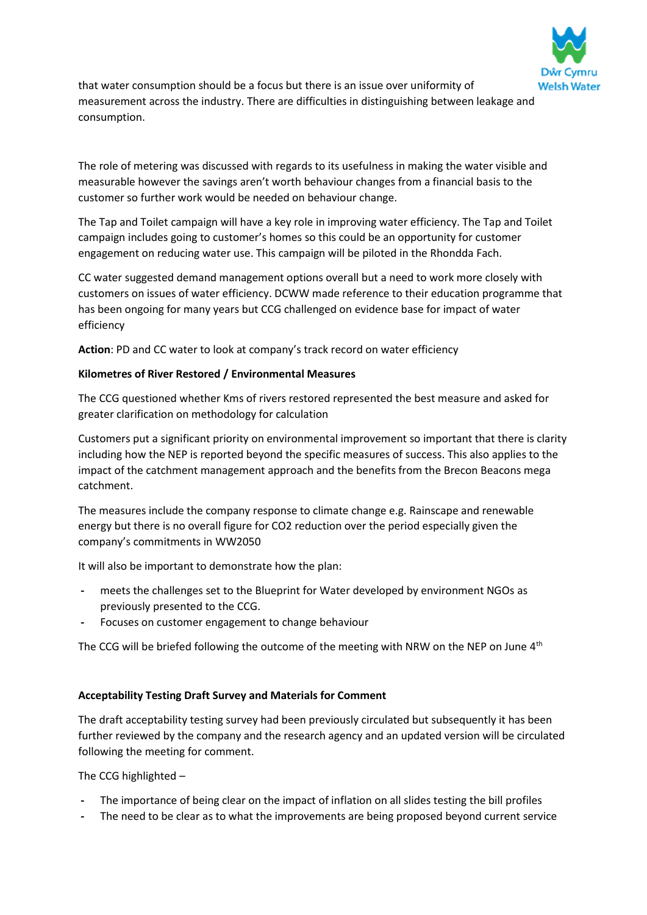that water consumption should be a focus but there is an issue over uniformity of measurement across the industry. There are difficulties in distinguishing between leakage and consumption.

The role of metering was discussed with regards to its usefulness in making the water visible and measurable however the savings aren't worth behaviour changes from a financial basis to the customer so further work would be needed on behaviour change.

The Tap and Toilet campaign will have a key role in improving water efficiency. The Tap and Toilet campaign includes going to customer's homes so this could be an opportunity for customer engagement on reducing water use. This campaign will be piloted in the Rhondda Fach.

CC water suggested demand management options overall but a need to work more closely with customers on issues of water efficiency. DCWW made reference to their education programme that has been ongoing for many years but CCG challenged on evidence base for impact of water efficiency

**Action**: PD and CC water to look at company's track record on water efficiency

**Kilometres of River Restored / Environmental Measures**

The CCG questioned whether Kms of rivers restored represented the best measure and asked for greater clarification on methodology for calculation

Customers put a significant priority on environmental improvement so important that there is clarity including how the NEP is reported beyond the specific measures of success. This also applies to the impact of the catchment management approach and the benefits from the Brecon Beacons mega catchment.

The measures include the company response to climate change e.g. Rainscape and renewable energy but there is no overall figure for $CO_2$ reduction over the period especially given the company's commitments in WW2050

It will also be important to demonstrate how the plan:

- meets the challenges set to the Blueprint for Water developed by environment NGOs as previously presented to the CCG.
- Focuses on customer engagement to change behaviour

The CCG will be briefed following the outcome of the meeting with NRW on the NEP on June 4th

**Acceptability Testing Draft Survey and Materials for Comment**

The draft acceptability testing survey had been previously circulated but subsequently it has been further reviewed by the company and the research agency and an updated version will be circulated following the meeting for comment.

The CCG highlighted –

- The importance of being clear on the impact of inflation on all slides testing the bill profiles
- The need to be clear as to what the improvements are being proposed beyond current service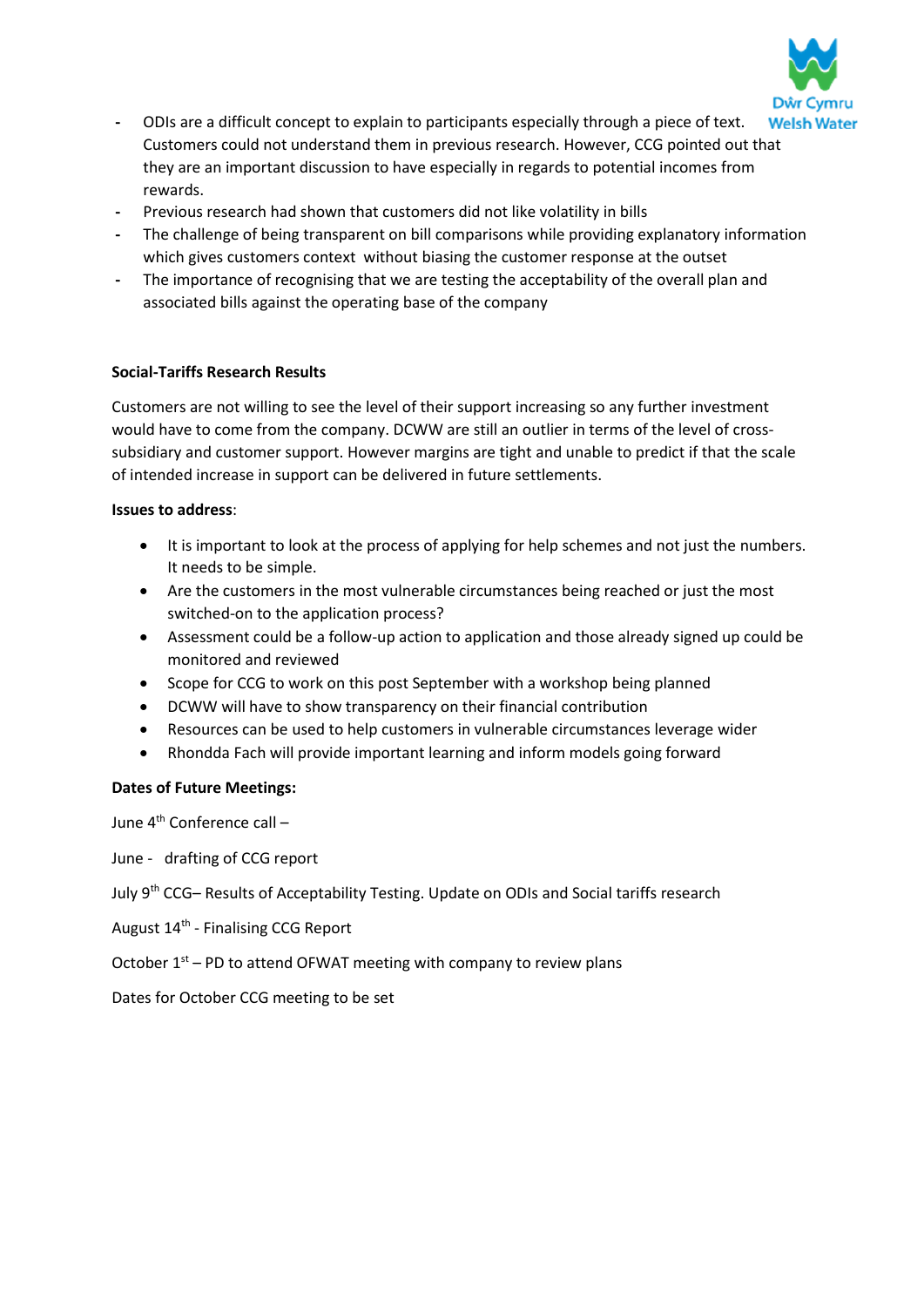- ODIs are a difficult concept to explain to participants especially through a piece of text. Customers could not understand them in previous research. However, CCG pointed out that they are an important discussion to have especially in regards to potential incomes from rewards.
- Previous research had shown that customers did not like volatility in bills
- The challenge of being transparent on bill comparisons while providing explanatory information which gives customers context without biasing the customer response at the outset
- The importance of recognising that we are testing the acceptability of the overall plan and associated bills against the operating base of the company

**Social-Tariffs Research Results**

Customers are not willing to see the level of their support increasing so any further investment would have to come from the company. DCWW are still an outlier in terms of the level of cross-subsidiary and customer support. However margins are tight and unable to predict if that the scale of intended increase in support can be delivered in future settlements.

**Issues to address**:

- It is important to look at the process of applying for help schemes and not just the numbers. It needs to be simple.
- Are the customers in the most vulnerable circumstances being reached or just the most switched-on to the application process?
- Assessment could be a follow-up action to application and those already signed up could be monitored and reviewed
- Scope for CCG to work on this post September with a workshop being planned
- DCWW will have to show transparency on their financial contribution
- Resources can be used to help customers in vulnerable circumstances leverage wider
- Rhondda Fach will provide important learning and inform models going forward

**Dates of Future Meetings:**

June 4th Conference call –

June - drafting of CCG report

July 9th CCG– Results of Acceptability Testing. Update on ODIs and Social tariffs research

August 14th - Finalising CCG Report

October 1st – PD to attend OFWAT meeting with company to review plans

Dates for October CCG meeting to be set